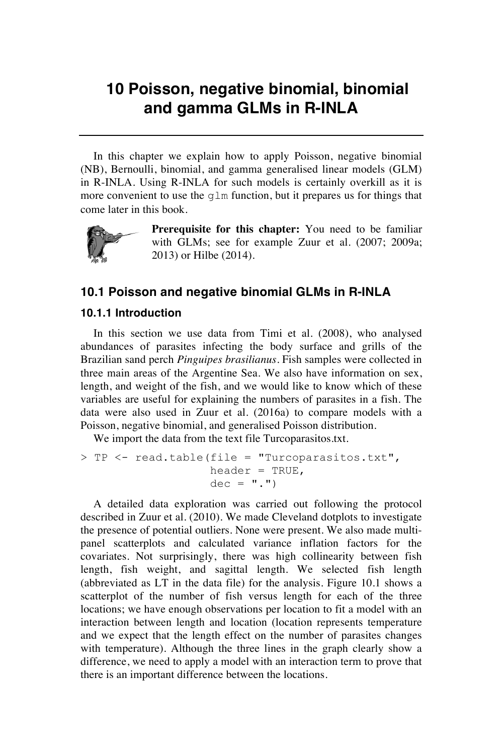# 10 Poisson, negative binomial, binomial and gamma GLMs in R-INLA

In this chapter we explain how to apply Poisson, negative binomial (NB), Bernoulli, binomial, and gamma generalised linear models (GLM) in R-INLA. Using R-INLA for such models is certainly overkill as it is more convenient to use the `glm` function, but it prepares us for things that come later in this book.

**Prerequisite for this chapter:** You need to be familiar with GLMs; see for example Zuur et al. (2007; 2009a; 2013) or Hilbe (2014).

## 10.1 Poisson and negative binomial GLMs in R-INLA

### 10.1.1 Introduction

In this section we use data from Timi et al. (2008), who analysed abundances of parasites infecting the body surface and grills of the Brazilian sand perch *Pinguipes brasilianus*. Fish samples were collected in three main areas of the Argentine Sea. We also have information on sex, length, and weight of the fish, and we would like to know which of these variables are useful for explaining the numbers of parasites in a fish. The data were also used in Zuur et al. (2016a) to compare models with a Poisson, negative binomial, and generalised Poisson distribution.

We import the data from the text file Turcoparasitos.txt.

```
> TP <- read.table(file = "Turcoparasitos.txt",
                   header = TRUE,
                   dec = ".")
```

A detailed data exploration was carried out following the protocol described in Zuur et al. (2010). We made Cleveland dotplots to investigate the presence of potential outliers. None were present. We also made multi-panel scatterplots and calculated variance inflation factors for the covariates. Not surprisingly, there was high collinearity between fish length, fish weight, and sagittal length. We selected fish length (abbreviated as LT in the data file) for the analysis. Figure 10.1 shows a scatterplot of the number of fish versus length for each of the three locations; we have enough observations per location to fit a model with an interaction between length and location (location represents temperature and we expect that the length effect on the number of parasites changes with temperature). Although the three lines in the graph clearly show a difference, we need to apply a model with an interaction term to prove that there is an important difference between the locations.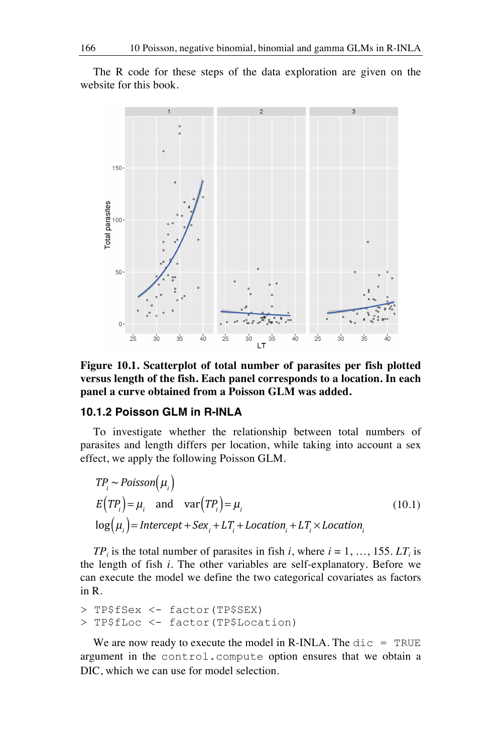The R code for these steps of the data exploration are given on the website for this book.

1
2
3
150
100
50
0
Total parasites
25 30 35 40
25 30 35 40
25 30 35 40
LT

**Figure 10.1. Scatterplot of total number of parasites per fish plotted versus length of the fish. Each panel corresponds to a location. In each panel a curve obtained from a Poisson GLM was added.**

### 10.1.2 Poisson GLM in R-INLA

To investigate whether the relationship between total numbers of parasites and length differs per location, while taking into account a sex effect, we apply the following Poisson GLM.

$$
\begin{aligned}
& TP_i \sim Poisson(\mu_i) \\
& E(TP_i) = \mu_i \quad \text{and} \quad \text{var}(TP_i) = \mu_i \\
& \log(\mu_i) = Intercept + Sex_i + LT_i + Location_i + LT_i \times Location_i
\end{aligned}
\tag{10.1}
$$

$TP_i$ is the total number of parasites in fish $i$, where $i = 1, \ldots, 155$. $LT_i$ is the length of fish $i$. The other variables are self-explanatory. Before we can execute the model we define the two categorical covariates as factors in R.

```
> TP$fSex <- factor(TP$SEX)
> TP$fLoc <- factor(TP$Location)
```

We are now ready to execute the model in R-INLA. The `dic = TRUE` argument in the `control.compute` option ensures that we obtain a DIC, which we can use for model selection.